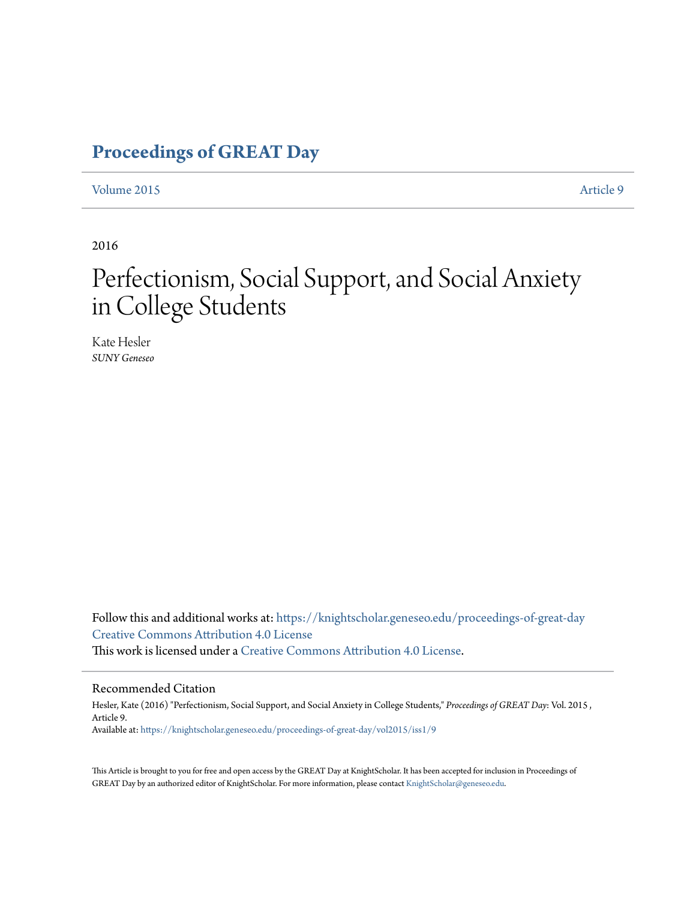# Proceedings of GREAT Day

Volume 2015 | Article 9

2016

# Perfectionism, Social Support, and Social Anxiety in College Students

Kate Hesler
*SUNY Geneseo*

Follow this and additional works at: https://knightscholar.geneseo.edu/proceedings-of-great-day
Creative Commons Attribution 4.0 License
This work is licensed under a Creative Commons Attribution 4.0 License.

## Recommended Citation

Hesler, Kate (2016) "Perfectionism, Social Support, and Social Anxiety in College Students," *Proceedings of GREAT Day*: Vol. 2015 , Article 9.
Available at: https://knightscholar.geneseo.edu/proceedings-of-great-day/vol2015/iss1/9

This Article is brought to you for free and open access by the GREAT Day at KnightScholar. It has been accepted for inclusion in Proceedings of GREAT Day by an authorized editor of KnightScholar. For more information, please contact KnightScholar@geneseo.edu.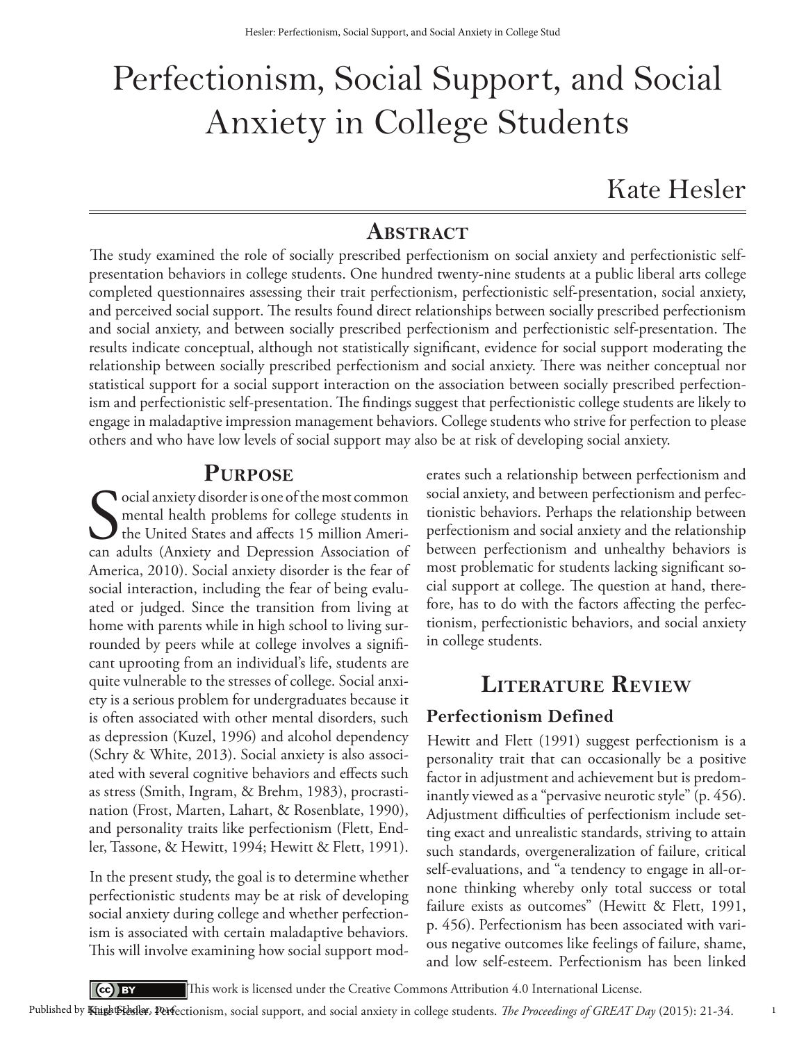# Perfectionism, Social Support, and Social Anxiety in College Students

## Kate Hesler

## Abstract

The study examined the role of socially prescribed perfectionism on social anxiety and perfectionistic self-presentation behaviors in college students. One hundred twenty-nine students at a public liberal arts college completed questionnaires assessing their trait perfectionism, perfectionistic self-presentation, social anxiety, and perceived social support. The results found direct relationships between socially prescribed perfectionism and social anxiety, and between socially prescribed perfectionism and perfectionistic self-presentation. The results indicate conceptual, although not statistically significant, evidence for social support moderating the relationship between socially prescribed perfectionism and social anxiety. There was neither conceptual nor statistical support for a social support interaction on the association between socially prescribed perfectionism and perfectionistic self-presentation. The findings suggest that perfectionistic college students are likely to engage in maladaptive impression management behaviors. College students who strive for perfection to please others and who have low levels of social support may also be at risk of developing social anxiety.

## Purpose

Social anxiety disorder is one of the most common mental health problems for college students in the United States and affects 15 million American adults (Anxiety and Depression Association of America, 2010). Social anxiety disorder is the fear of social interaction, including the fear of being evaluated or judged. Since the transition from living at home with parents while in high school to living surrounded by peers while at college involves a significant uprooting from an individual's life, students are quite vulnerable to the stresses of college. Social anxiety is a serious problem for undergraduates because it is often associated with other mental disorders, such as depression (Kuzel, 1996) and alcohol dependency (Schry & White, 2013). Social anxiety is also associated with several cognitive behaviors and effects such as stress (Smith, Ingram, & Brehm, 1983), procrastination (Frost, Marten, Lahart, & Rosenblate, 1990), and personality traits like perfectionism (Flett, Endler, Tassone, & Hewitt, 1994; Hewitt & Flett, 1991).

In the present study, the goal is to determine whether perfectionistic students may be at risk of developing social anxiety during college and whether perfectionism is associated with certain maladaptive behaviors. This will involve examining how social support moderates such a relationship between perfectionism and social anxiety, and between perfectionism and perfectionistic behaviors. Perhaps the relationship between perfectionism and social anxiety and the relationship between perfectionism and unhealthy behaviors is most problematic for students lacking significant social support at college. The question at hand, therefore, has to do with the factors affecting the perfectionism, perfectionistic behaviors, and social anxiety in college students.

## Literature Review

### Perfectionism Defined

Hewitt and Flett (1991) suggest perfectionism is a personality trait that can occasionally be a positive factor in adjustment and achievement but is predominantly viewed as a "pervasive neurotic style" (p. 456). Adjustment difficulties of perfectionism include setting exact and unrealistic standards, striving to attain such standards, overgeneralization of failure, critical self-evaluations, and "a tendency to engage in all-or-none thinking whereby only total success or total failure exists as outcomes" (Hewitt & Flett, 1991, p. 456). Perfectionism has been associated with various negative outcomes like feelings of failure, shame, and low self-esteem. Perfectionism has been linked

This work is licensed under the Creative Commons Attribution 4.0 International License.

Kate Hesler. Perfectionism, social support, and social anxiety in college students. *The Proceedings of GREAT Day* (2015): 21-34.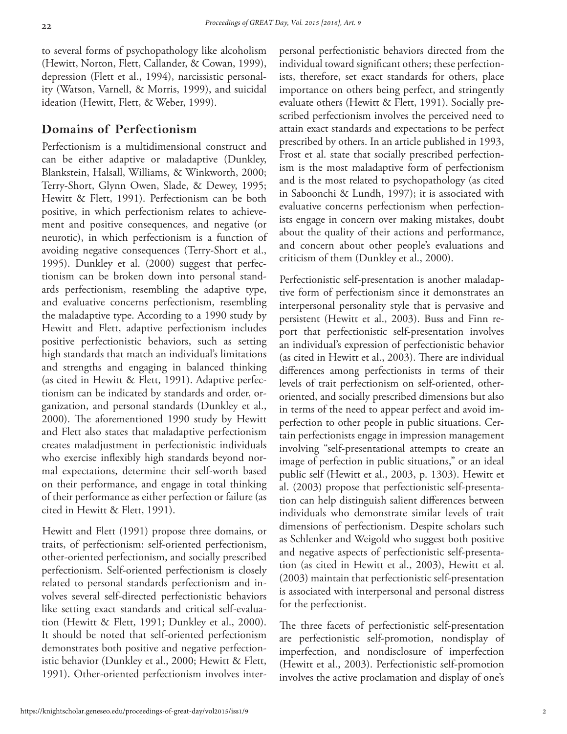to several forms of psychopathology like alcoholism (Hewitt, Norton, Flett, Callander, & Cowan, 1999), depression (Flett et al., 1994), narcissistic personality (Watson, Varnell, & Morris, 1999), and suicidal ideation (Hewitt, Flett, & Weber, 1999).

## Domains of Perfectionism

Perfectionism is a multidimensional construct and can be either adaptive or maladaptive (Dunkley, Blankstein, Halsall, Williams, & Winkworth, 2000; Terry-Short, Glynn Owen, Slade, & Dewey, 1995; Hewitt & Flett, 1991). Perfectionism can be both positive, in which perfectionism relates to achievement and positive consequences, and negative (or neurotic), in which perfectionism is a function of avoiding negative consequences (Terry-Short et al., 1995). Dunkley et al. (2000) suggest that perfectionism can be broken down into personal standards perfectionism, resembling the adaptive type, and evaluative concerns perfectionism, resembling the maladaptive type. According to a 1990 study by Hewitt and Flett, adaptive perfectionism includes positive perfectionistic behaviors, such as setting high standards that match an individual's limitations and strengths and engaging in balanced thinking (as cited in Hewitt & Flett, 1991). Adaptive perfectionism can be indicated by standards and order, organization, and personal standards (Dunkley et al., 2000). The aforementioned 1990 study by Hewitt and Flett also states that maladaptive perfectionism creates maladjustment in perfectionistic individuals who exercise inflexibly high standards beyond normal expectations, determine their self-worth based on their performance, and engage in total thinking of their performance as either perfection or failure (as cited in Hewitt & Flett, 1991).

Hewitt and Flett (1991) propose three domains, or traits, of perfectionism: self-oriented perfectionism, other-oriented perfectionism, and socially prescribed perfectionism. Self-oriented perfectionism is closely related to personal standards perfectionism and involves several self-directed perfectionistic behaviors like setting exact standards and critical self-evaluation (Hewitt & Flett, 1991; Dunkley et al., 2000). It should be noted that self-oriented perfectionism demonstrates both positive and negative perfectionistic behavior (Dunkley et al., 2000; Hewitt & Flett, 1991). Other-oriented perfectionism involves interpersonal perfectionistic behaviors directed from the individual toward significant others; these perfectionists, therefore, set exact standards for others, place importance on others being perfect, and stringently evaluate others (Hewitt & Flett, 1991). Socially prescribed perfectionism involves the perceived need to attain exact standards and expectations to be perfect prescribed by others. In an article published in 1993, Frost et al. state that socially prescribed perfectionism is the most maladaptive form of perfectionism and is the most related to psychopathology (as cited in Saboonchi & Lundh, 1997); it is associated with evaluative concerns perfectionism when perfectionists engage in concern over making mistakes, doubt about the quality of their actions and performance, and concern about other people's evaluations and criticism of them (Dunkley et al., 2000).

Perfectionistic self-presentation is another maladaptive form of perfectionism since it demonstrates an interpersonal personality style that is pervasive and persistent (Hewitt et al., 2003). Buss and Finn report that perfectionistic self-presentation involves an individual's expression of perfectionistic behavior (as cited in Hewitt et al., 2003). There are individual differences among perfectionists in terms of their levels of trait perfectionism on self-oriented, other-oriented, and socially prescribed dimensions but also in terms of the need to appear perfect and avoid imperfection to other people in public situations. Certain perfectionists engage in impression management involving "self-presentational attempts to create an image of perfection in public situations," or an ideal public self (Hewitt et al., 2003, p. 1303). Hewitt et al. (2003) propose that perfectionistic self-presentation can help distinguish salient differences between individuals who demonstrate similar levels of trait dimensions of perfectionism. Despite scholars such as Schlenker and Weigold who suggest both positive and negative aspects of perfectionistic self-presentation (as cited in Hewitt et al., 2003), Hewitt et al. (2003) maintain that perfectionistic self-presentation is associated with interpersonal and personal distress for the perfectionist.

The three facets of perfectionistic self-presentation are perfectionistic self-promotion, nondisplay of imperfection, and nondisclosure of imperfection (Hewitt et al., 2003). Perfectionistic self-promotion involves the active proclamation and display of one's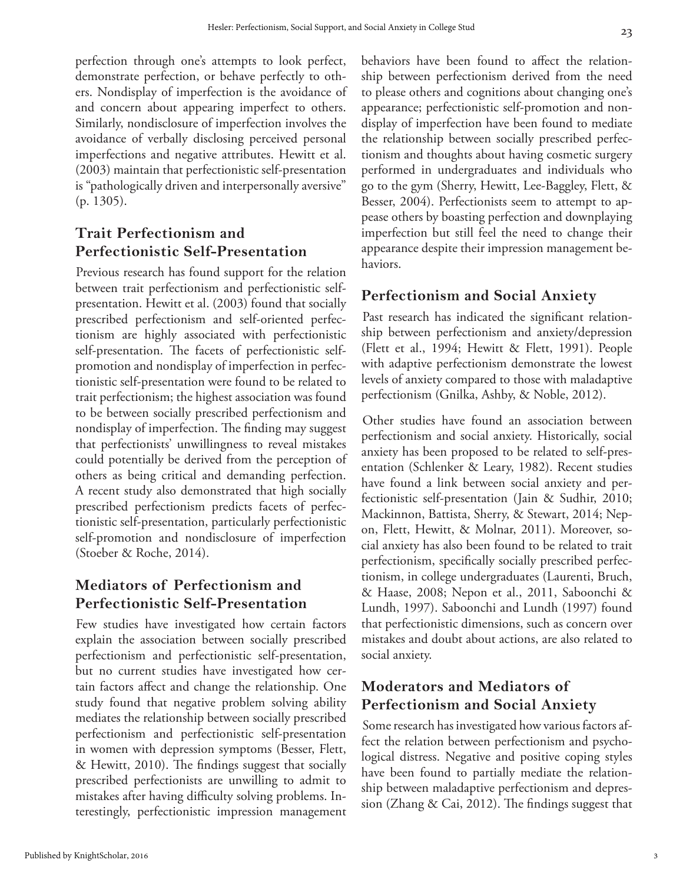perfection through one's attempts to look perfect, demonstrate perfection, or behave perfectly to others. Nondisplay of imperfection is the avoidance of and concern about appearing imperfect to others. Similarly, nondisclosure of imperfection involves the avoidance of verbally disclosing perceived personal imperfections and negative attributes. Hewitt et al. (2003) maintain that perfectionistic self-presentation is "pathologically driven and interpersonally aversive" (p. 1305).

## Trait Perfectionism and Perfectionistic Self-Presentation

Previous research has found support for the relation between trait perfectionism and perfectionistic self-presentation. Hewitt et al. (2003) found that socially prescribed perfectionism and self-oriented perfectionism are highly associated with perfectionistic self-presentation. The facets of perfectionistic self-promotion and nondisplay of imperfection in perfectionistic self-presentation were found to be related to trait perfectionism; the highest association was found to be between socially prescribed perfectionism and nondisplay of imperfection. The finding may suggest that perfectionists' unwillingness to reveal mistakes could potentially be derived from the perception of others as being critical and demanding perfection. A recent study also demonstrated that high socially prescribed perfectionism predicts facets of perfectionistic self-presentation, particularly perfectionistic self-promotion and nondisclosure of imperfection (Stoeber & Roche, 2014).

## Mediators of Perfectionism and Perfectionistic Self-Presentation

Few studies have investigated how certain factors explain the association between socially prescribed perfectionism and perfectionistic self-presentation, but no current studies have investigated how certain factors affect and change the relationship. One study found that negative problem solving ability mediates the relationship between socially prescribed perfectionism and perfectionistic self-presentation in women with depression symptoms (Besser, Flett, & Hewitt, 2010). The findings suggest that socially prescribed perfectionists are unwilling to admit to mistakes after having difficulty solving problems. Interestingly, perfectionistic impression management behaviors have been found to affect the relationship between perfectionism derived from the need to please others and cognitions about changing one's appearance; perfectionistic self-promotion and nondisplay of imperfection have been found to mediate the relationship between socially prescribed perfectionism and thoughts about having cosmetic surgery performed in undergraduates and individuals who go to the gym (Sherry, Hewitt, Lee-Baggley, Flett, & Besser, 2004). Perfectionists seem to attempt to appease others by boasting perfection and downplaying imperfection but still feel the need to change their appearance despite their impression management behaviors.

## Perfectionism and Social Anxiety

Past research has indicated the significant relationship between perfectionism and anxiety/depression (Flett et al., 1994; Hewitt & Flett, 1991). People with adaptive perfectionism demonstrate the lowest levels of anxiety compared to those with maladaptive perfectionism (Gnilka, Ashby, & Noble, 2012).

Other studies have found an association between perfectionism and social anxiety. Historically, social anxiety has been proposed to be related to self-presentation (Schlenker & Leary, 1982). Recent studies have found a link between social anxiety and perfectionistic self-presentation (Jain & Sudhir, 2010; Mackinnon, Battista, Sherry, & Stewart, 2014; Nepon, Flett, Hewitt, & Molnar, 2011). Moreover, social anxiety has also been found to be related to trait perfectionism, specifically socially prescribed perfectionism, in college undergraduates (Laurenti, Bruch, & Haase, 2008; Nepon et al., 2011, Saboonchi & Lundh, 1997). Saboonchi and Lundh (1997) found that perfectionistic dimensions, such as concern over mistakes and doubt about actions, are also related to social anxiety.

## Moderators and Mediators of Perfectionism and Social Anxiety

Some research has investigated how various factors affect the relation between perfectionism and psychological distress. Negative and positive coping styles have been found to partially mediate the relationship between maladaptive perfectionism and depression (Zhang & Cai, 2012). The findings suggest that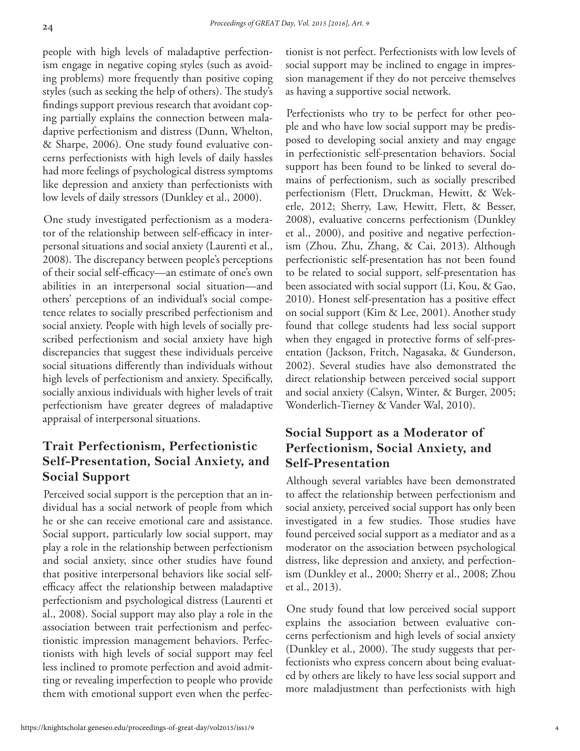people with high levels of maladaptive perfectionism engage in negative coping styles (such as avoiding problems) more frequently than positive coping styles (such as seeking the help of others). The study's findings support previous research that avoidant coping partially explains the connection between maladaptive perfectionism and distress (Dunn, Whelton, & Sharpe, 2006). One study found evaluative concerns perfectionists with high levels of daily hassles had more feelings of psychological distress symptoms like depression and anxiety than perfectionists with low levels of daily stressors (Dunkley et al., 2000).

One study investigated perfectionism as a moderator of the relationship between self-efficacy in interpersonal situations and social anxiety (Laurenti et al., 2008). The discrepancy between people's perceptions of their social self-efficacy—an estimate of one's own abilities in an interpersonal social situation—and others' perceptions of an individual's social competence relates to socially prescribed perfectionism and social anxiety. People with high levels of socially prescribed perfectionism and social anxiety have high discrepancies that suggest these individuals perceive social situations differently than individuals without high levels of perfectionism and anxiety. Specifically, socially anxious individuals with higher levels of trait perfectionism have greater degrees of maladaptive appraisal of interpersonal situations.

## Trait Perfectionism, Perfectionistic Self-Presentation, Social Anxiety, and Social Support

Perceived social support is the perception that an individual has a social network of people from which he or she can receive emotional care and assistance. Social support, particularly low social support, may play a role in the relationship between perfectionism and social anxiety, since other studies have found that positive interpersonal behaviors like social self-efficacy affect the relationship between maladaptive perfectionism and psychological distress (Laurenti et al., 2008). Social support may also play a role in the association between trait perfectionism and perfectionistic impression management behaviors. Perfectionists with high levels of social support may feel less inclined to promote perfection and avoid admitting or revealing imperfection to people who provide them with emotional support even when the perfectionist is not perfect. Perfectionists with low levels of social support may be inclined to engage in impression management if they do not perceive themselves as having a supportive social network.

Perfectionists who try to be perfect for other people and who have low social support may be predisposed to developing social anxiety and may engage in perfectionistic self-presentation behaviors. Social support has been found to be linked to several domains of perfectionism, such as socially prescribed perfectionism (Flett, Druckman, Hewitt, & Wekerle, 2012; Sherry, Law, Hewitt, Flett, & Besser, 2008), evaluative concerns perfectionism (Dunkley et al., 2000), and positive and negative perfectionism (Zhou, Zhu, Zhang, & Cai, 2013). Although perfectionistic self-presentation has not been found to be related to social support, self-presentation has been associated with social support (Li, Kou, & Gao, 2010). Honest self-presentation has a positive effect on social support (Kim & Lee, 2001). Another study found that college students had less social support when they engaged in protective forms of self-presentation (Jackson, Fritch, Nagasaka, & Gunderson, 2002). Several studies have also demonstrated the direct relationship between perceived social support and social anxiety (Calsyn, Winter, & Burger, 2005; Wonderlich-Tierney & Vander Wal, 2010).

## Social Support as a Moderator of Perfectionism, Social Anxiety, and Self-Presentation

Although several variables have been demonstrated to affect the relationship between perfectionism and social anxiety, perceived social support has only been investigated in a few studies. Those studies have found perceived social support as a mediator and as a moderator on the association between psychological distress, like depression and anxiety, and perfectionism (Dunkley et al., 2000; Sherry et al., 2008; Zhou et al., 2013).

One study found that low perceived social support explains the association between evaluative concerns perfectionism and high levels of social anxiety (Dunkley et al., 2000). The study suggests that perfectionists who express concern about being evaluated by others are likely to have less social support and more maladjustment than perfectionists with high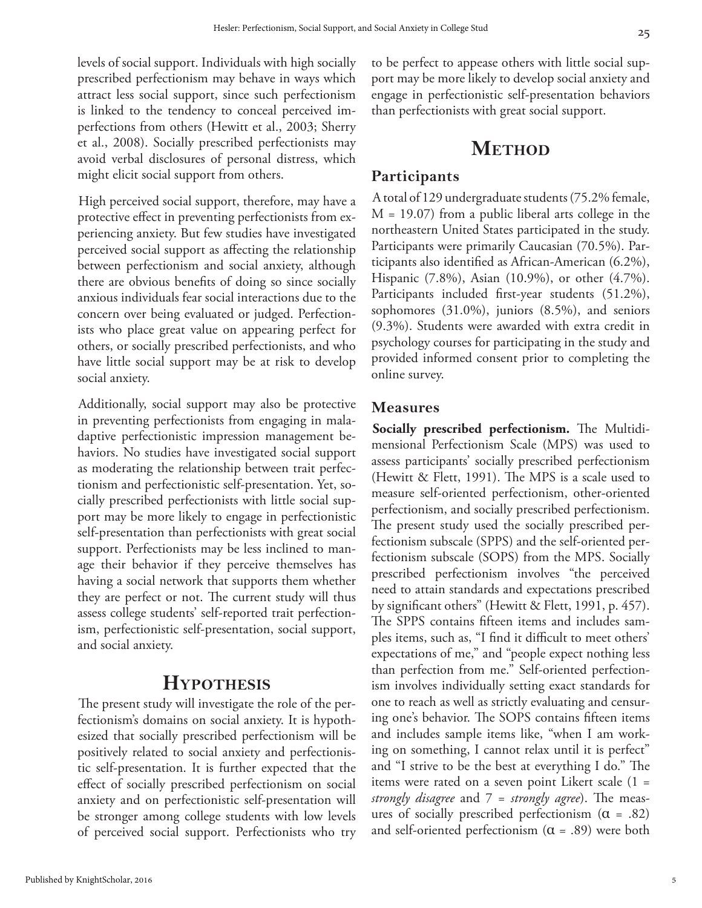levels of social support. Individuals with high socially prescribed perfectionism may behave in ways which attract less social support, since such perfectionism is linked to the tendency to conceal perceived imperfections from others (Hewitt et al., 2003; Sherry et al., 2008). Socially prescribed perfectionists may avoid verbal disclosures of personal distress, which might elicit social support from others.

High perceived social support, therefore, may have a protective effect in preventing perfectionists from experiencing anxiety. But few studies have investigated perceived social support as affecting the relationship between perfectionism and social anxiety, although there are obvious benefits of doing so since socially anxious individuals fear social interactions due to the concern over being evaluated or judged. Perfectionists who place great value on appearing perfect for others, or socially prescribed perfectionists, and who have little social support may be at risk to develop social anxiety.

Additionally, social support may also be protective in preventing perfectionists from engaging in maladaptive perfectionistic impression management behaviors. No studies have investigated social support as moderating the relationship between trait perfectionism and perfectionistic self-presentation. Yet, socially prescribed perfectionists with little social support may be more likely to engage in perfectionistic self-presentation than perfectionists with great social support. Perfectionists may be less inclined to manage their behavior if they perceive themselves has having a social network that supports them whether they are perfect or not. The current study will thus assess college students' self-reported trait perfectionism, perfectionistic self-presentation, social support, and social anxiety.

# Hypothesis

The present study will investigate the role of the perfectionism's domains on social anxiety. It is hypothesized that socially prescribed perfectionism will be positively related to social anxiety and perfectionistic self-presentation. It is further expected that the effect of socially prescribed perfectionism on social anxiety and on perfectionistic self-presentation will be stronger among college students with low levels of perceived social support. Perfectionists who try to be perfect to appease others with little social support may be more likely to develop social anxiety and engage in perfectionistic self-presentation behaviors than perfectionists with great social support.

# Method

## Participants

A total of 129 undergraduate students (75.2% female, M = 19.07) from a public liberal arts college in the northeastern United States participated in the study. Participants were primarily Caucasian (70.5%). Participants also identified as African-American (6.2%), Hispanic (7.8%), Asian (10.9%), or other (4.7%). Participants included first-year students (51.2%), sophomores (31.0%), juniors (8.5%), and seniors (9.3%). Students were awarded with extra credit in psychology courses for participating in the study and provided informed consent prior to completing the online survey.

## Measures

**Socially prescribed perfectionism.** The Multidimensional Perfectionism Scale (MPS) was used to assess participants' socially prescribed perfectionism (Hewitt & Flett, 1991). The MPS is a scale used to measure self-oriented perfectionism, other-oriented perfectionism, and socially prescribed perfectionism. The present study used the socially prescribed perfectionism subscale (SPPS) and the self-oriented perfectionism subscale (SOPS) from the MPS. Socially prescribed perfectionism involves "the perceived need to attain standards and expectations prescribed by significant others" (Hewitt & Flett, 1991, p. 457). The SPPS contains fifteen items and includes samples items, such as, "I find it difficult to meet others' expectations of me," and "people expect nothing less than perfection from me." Self-oriented perfectionism involves individually setting exact standards for one to reach as well as strictly evaluating and censuring one's behavior. The SOPS contains fifteen items and includes sample items like, "when I am working on something, I cannot relax until it is perfect" and "I strive to be the best at everything I do." The items were rated on a seven point Likert scale (1 = *strongly disagree* and 7 = *strongly agree*). The measures of socially prescribed perfectionism ($\alpha = .82$) and self-oriented perfectionism ($\alpha = .89$) were both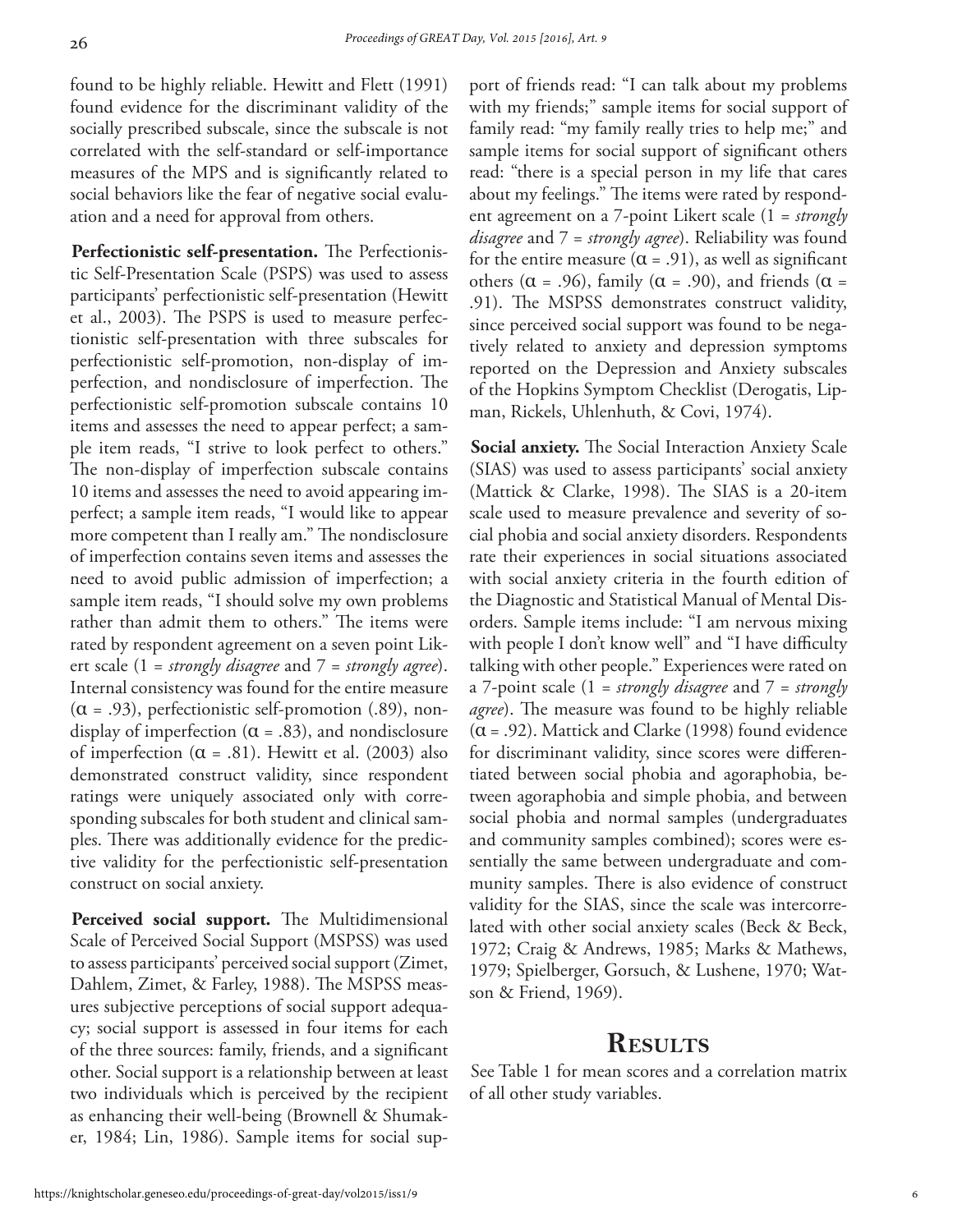found to be highly reliable. Hewitt and Flett (1991) found evidence for the discriminant validity of the socially prescribed subscale, since the subscale is not correlated with the self-standard or self-importance measures of the MPS and is significantly related to social behaviors like the fear of negative social evaluation and a need for approval from others.

**Perfectionistic self-presentation.** The Perfectionistic Self-Presentation Scale (PSPS) was used to assess participants' perfectionistic self-presentation (Hewitt et al., 2003). The PSPS is used to measure perfectionistic self-presentation with three subscales for perfectionistic self-promotion, non-display of imperfection, and nondisclosure of imperfection. The perfectionistic self-promotion subscale contains 10 items and assesses the need to appear perfect; a sample item reads, "I strive to look perfect to others." The non-display of imperfection subscale contains 10 items and assesses the need to avoid appearing imperfect; a sample item reads, "I would like to appear more competent than I really am." The nondisclosure of imperfection contains seven items and assesses the need to avoid public admission of imperfection; a sample item reads, "I should solve my own problems rather than admit them to others." The items were rated by respondent agreement on a seven point Likert scale (1 = *strongly disagree* and 7 = *strongly agree*). Internal consistency was found for the entire measure ($\alpha$ = .93), perfectionistic self-promotion (.89), non-display of imperfection ($\alpha$ = .83), and nondisclosure of imperfection ($\alpha$ = .81). Hewitt et al. (2003) also demonstrated construct validity, since respondent ratings were uniquely associated only with corresponding subscales for both student and clinical samples. There was additionally evidence for the predictive validity for the perfectionistic self-presentation construct on social anxiety.

**Perceived social support.** The Multidimensional Scale of Perceived Social Support (MSPSS) was used to assess participants' perceived social support (Zimet, Dahlem, Zimet, & Farley, 1988). The MSPSS measures subjective perceptions of social support adequacy; social support is assessed in four items for each of the three sources: family, friends, and a significant other. Social support is a relationship between at least two individuals which is perceived by the recipient as enhancing their well-being (Brownell & Shumaker, 1984; Lin, 1986). Sample items for social support of friends read: "I can talk about my problems with my friends;" sample items for social support of family read: "my family really tries to help me;" and sample items for social support of significant others read: "there is a special person in my life that cares about my feelings." The items were rated by respondent agreement on a 7-point Likert scale (1 = *strongly disagree* and 7 = *strongly agree*). Reliability was found for the entire measure ($\alpha$ = .91), as well as significant others ($\alpha$ = .96), family ($\alpha$ = .90), and friends ($\alpha$ = .91). The MSPSS demonstrates construct validity, since perceived social support was found to be negatively related to anxiety and depression symptoms reported on the Depression and Anxiety subscales of the Hopkins Symptom Checklist (Derogatis, Lipman, Rickels, Uhlenhuth, & Covi, 1974).

**Social anxiety.** The Social Interaction Anxiety Scale (SIAS) was used to assess participants' social anxiety (Mattick & Clarke, 1998). The SIAS is a 20-item scale used to measure prevalence and severity of social phobia and social anxiety disorders. Respondents rate their experiences in social situations associated with social anxiety criteria in the fourth edition of the Diagnostic and Statistical Manual of Mental Disorders. Sample items include: "I am nervous mixing with people I don't know well" and "I have difficulty talking with other people." Experiences were rated on a 7-point scale (1 = *strongly disagree* and 7 = *strongly agree*). The measure was found to be highly reliable ($\alpha$ = .92). Mattick and Clarke (1998) found evidence for discriminant validity, since scores were differentiated between social phobia and agoraphobia, between agoraphobia and simple phobia, and between social phobia and normal samples (undergraduates and community samples combined); scores were essentially the same between undergraduate and community samples. There is also evidence of construct validity for the SIAS, since the scale was intercorrelated with other social anxiety scales (Beck & Beck, 1972; Craig & Andrews, 1985; Marks & Mathews, 1979; Spielberger, Gorsuch, & Lushene, 1970; Watson & Friend, 1969).

## Results

See Table 1 for mean scores and a correlation matrix of all other study variables.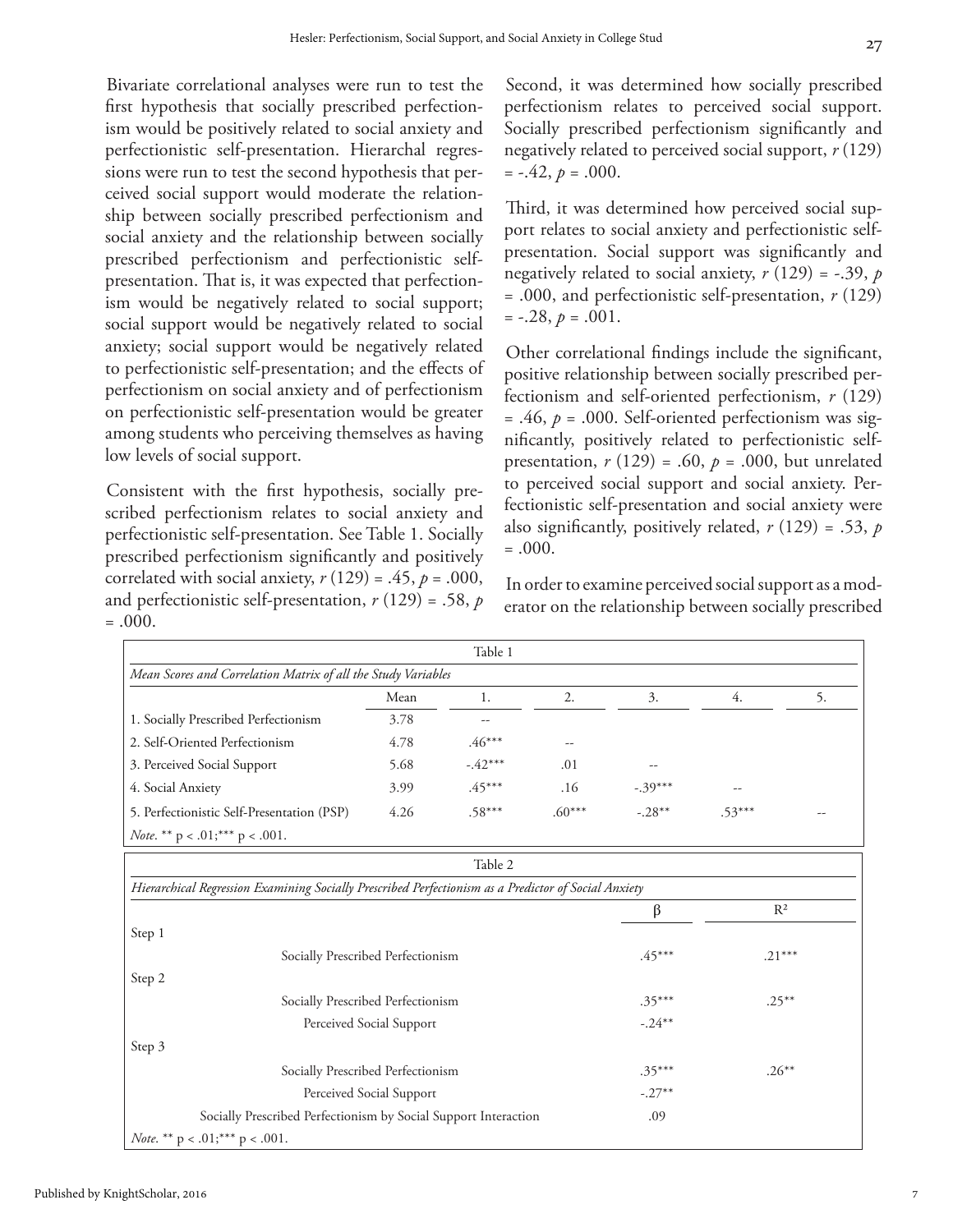Bivariate correlational analyses were run to test the first hypothesis that socially prescribed perfectionism would be positively related to social anxiety and perfectionistic self-presentation. Hierarchal regressions were run to test the second hypothesis that perceived social support would moderate the relationship between socially prescribed perfectionism and social anxiety and the relationship between socially prescribed perfectionism and perfectionistic self-presentation. That is, it was expected that perfectionism would be negatively related to social support; social support would be negatively related to social anxiety; social support would be negatively related to perfectionistic self-presentation; and the effects of perfectionism on social anxiety and of perfectionism on perfectionistic self-presentation would be greater among students who perceiving themselves as having low levels of social support.

Consistent with the first hypothesis, socially prescribed perfectionism relates to social anxiety and perfectionistic self-presentation. See Table 1. Socially prescribed perfectionism significantly and positively correlated with social anxiety, $r$ (129) = .45, $p$ = .000, and perfectionistic self-presentation, $r$ (129) = .58, $p$ = .000.

Second, it was determined how socially prescribed perfectionism relates to perceived social support. Socially prescribed perfectionism significantly and negatively related to perceived social support, $r$ (129) = -.42, $p$ = .000.

Third, it was determined how perceived social support relates to social anxiety and perfectionistic self-presentation. Social support was significantly and negatively related to social anxiety, $r$ (129) = -.39, $p$ = .000, and perfectionistic self-presentation, $r$ (129) = -.28, $p$ = .001.

Other correlational findings include the significant, positive relationship between socially prescribed perfectionism and self-oriented perfectionism, $r$ (129) = .46, $p$ = .000. Self-oriented perfectionism was significantly, positively related to perfectionistic self-presentation, $r$ (129) = .60, $p$ = .000, but unrelated to perceived social support and social anxiety. Perfectionistic self-presentation and social anxiety were also significantly, positively related, $r$ (129) = .53, $p$ = .000.

In order to examine perceived social support as a moderator on the relationship between socially prescribed

Table 1

*Mean Scores and Correlation Matrix of all the Study Variables*

| | Mean | 1. | 2. | 3. | 4. | 5. |
|---|---|---|---|---|---|---|
| 1. Socially Prescribed Perfectionism | 3.78 | -- | | | | |
| 2. Self-Oriented Perfectionism | 4.78 | .46*** | -- | | | |
| 3. Perceived Social Support | 5.68 | -.42*** | .01 | -- | | |
| 4. Social Anxiety | 3.99 | .45*** | .16 | -.39*** | -- | |
| 5. Perfectionistic Self-Presentation (PSP) | 4.26 | .58*** | .60*** | -.28** | .53*** | -- |

*Note*. ** p < .01;*** p < .001.

Table 2

*Hierarchical Regression Examining Socially Prescribed Perfectionism as a Predictor of Social Anxiety*

| | β | $R^2$ |
|---|---|---|
| Step 1 | | |
| Socially Prescribed Perfectionism | .45*** | .21*** |
| Step 2 | | |
| Socially Prescribed Perfectionism | .35*** | .25** |
| Perceived Social Support | -.24** | |
| Step 3 | | |
| Socially Prescribed Perfectionism | .35*** | .26** |
| Perceived Social Support | -.27** | |
| Socially Prescribed Perfectionism by Social Support Interaction | .09 | |

*Note*. ** p < .01;*** p < .001.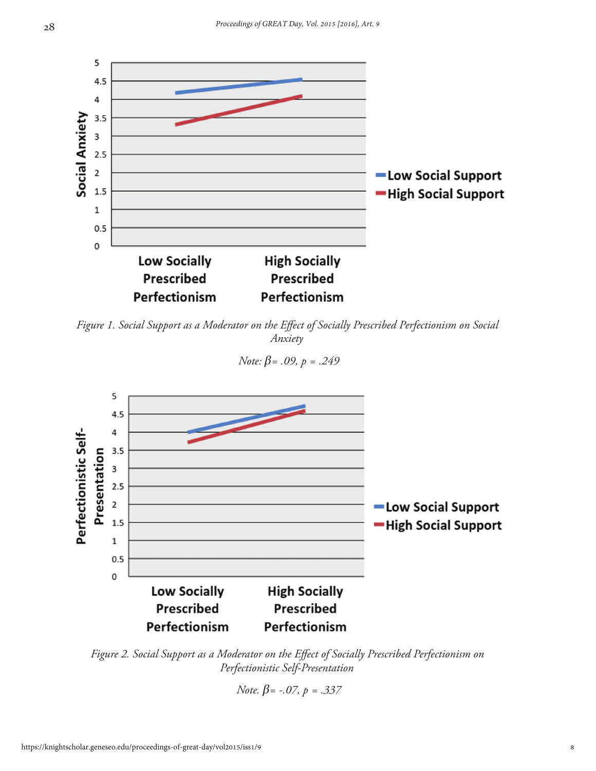*Figure 1. Social Support as a Moderator on the Effect of Socially Prescribed Perfectionism on Social Anxiety*

*Note:* $\beta$ *= .09, p = .249*

*Figure 2. Social Support as a Moderator on the Effect of Socially Prescribed Perfectionism on Perfectionistic Self-Presentation*

*Note.* $\beta$ *= -.07, p = .337*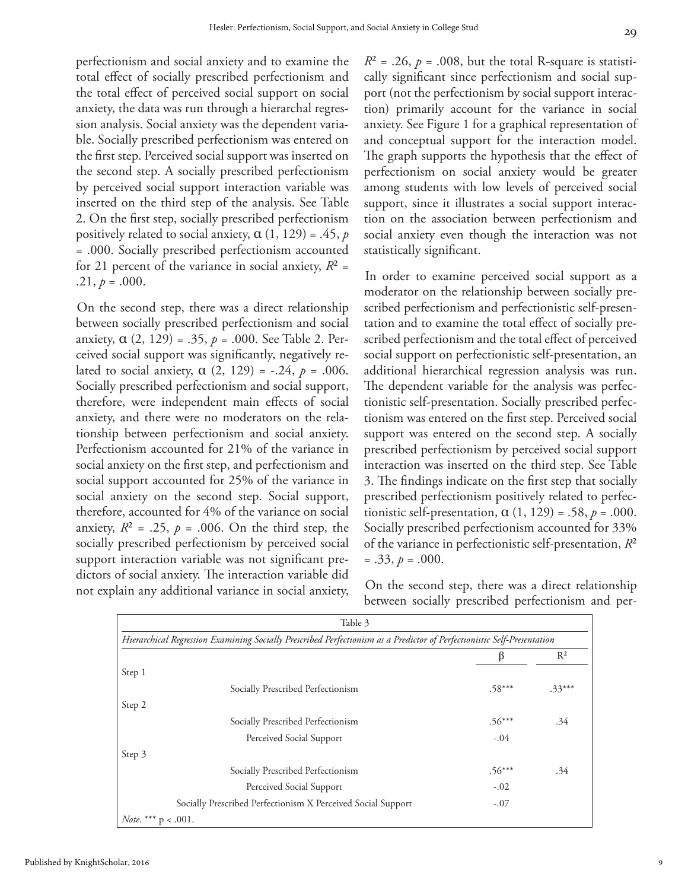perfectionism and social anxiety and to examine the total effect of socially prescribed perfectionism and the total effect of perceived social support on social anxiety, the data was run through a hierarchal regression analysis. Social anxiety was the dependent variable. Socially prescribed perfectionism was entered on the first step. Perceived social support was inserted on the second step. A socially prescribed perfectionism by perceived social support interaction variable was inserted on the third step of the analysis. See Table 2. On the first step, socially prescribed perfectionism positively related to social anxiety, α (1, 129) = .45, $p$ = .000. Socially prescribed perfectionism accounted for 21 percent of the variance in social anxiety, $R^2$ = .21, $p$ = .000.

On the second step, there was a direct relationship between socially prescribed perfectionism and social anxiety, α (2, 129) = .35, $p$ = .000. See Table 2. Perceived social support was significantly, negatively related to social anxiety, α (2, 129) = -.24, $p$ = .006. Socially prescribed perfectionism and social support, therefore, were independent main effects of social anxiety, and there were no moderators on the relationship between perfectionism and social anxiety. Perfectionism accounted for 21% of the variance in social anxiety on the first step, and perfectionism and social support accounted for 25% of the variance in social anxiety on the second step. Social support, therefore, accounted for 4% of the variance on social anxiety, $R^2$ = .25, $p$ = .006. On the third step, the socially prescribed perfectionism by perceived social support interaction variable was not significant predictors of social anxiety. The interaction variable did not explain any additional variance in social anxiety, $R^2$ = .26, $p$ = .008, but the total R-square is statistically significant since perfectionism and social support (not the perfectionism by social support interaction) primarily account for the variance in social anxiety. See Figure 1 for a graphical representation of and conceptual support for the interaction model. The graph supports the hypothesis that the effect of perfectionism on social anxiety would be greater among students with low levels of perceived social support, since it illustrates a social support interaction on the association between perfectionism and social anxiety even though the interaction was not statistically significant.

In order to examine perceived social support as a moderator on the relationship between socially prescribed perfectionism and perfectionistic self-presentation and to examine the total effect of socially prescribed perfectionism and the total effect of perceived social support on perfectionistic self-presentation, an additional hierarchical regression analysis was run. The dependent variable for the analysis was perfectionistic self-presentation. Socially prescribed perfectionism was entered on the first step. Perceived social support was entered on the second step. A socially prescribed perfectionism by perceived social support interaction was inserted on the third step. See Table 3. The findings indicate on the first step that socially prescribed perfectionism positively related to perfectionistic self-presentation, α (1, 129) = .58, $p$ = .000. Socially prescribed perfectionism accounted for 33% of the variance in perfectionistic self-presentation, $R^2$ = .33, $p$ = .000.

On the second step, there was a direct relationship between socially prescribed perfectionism and per-

Table 3

*Hierarchical Regression Examining Socially Prescribed Perfectionism as a Predictor of Perfectionistic Self-Presentation*

| | β | $R^2$ |
|---|---|---|
| Step 1 | | |
| Socially Prescribed Perfectionism | .58*** | .33*** |
| Step 2 | | |
| Socially Prescribed Perfectionism | .56*** | .34 |
| Perceived Social Support | -.04 | |
| Step 3 | | |
| Socially Prescribed Perfectionism | .56*** | .34 |
| Perceived Social Support | -.02 | |
| Socially Prescribed Perfectionism X Perceived Social Support | -.07 | |

*Note*. *** p < .001.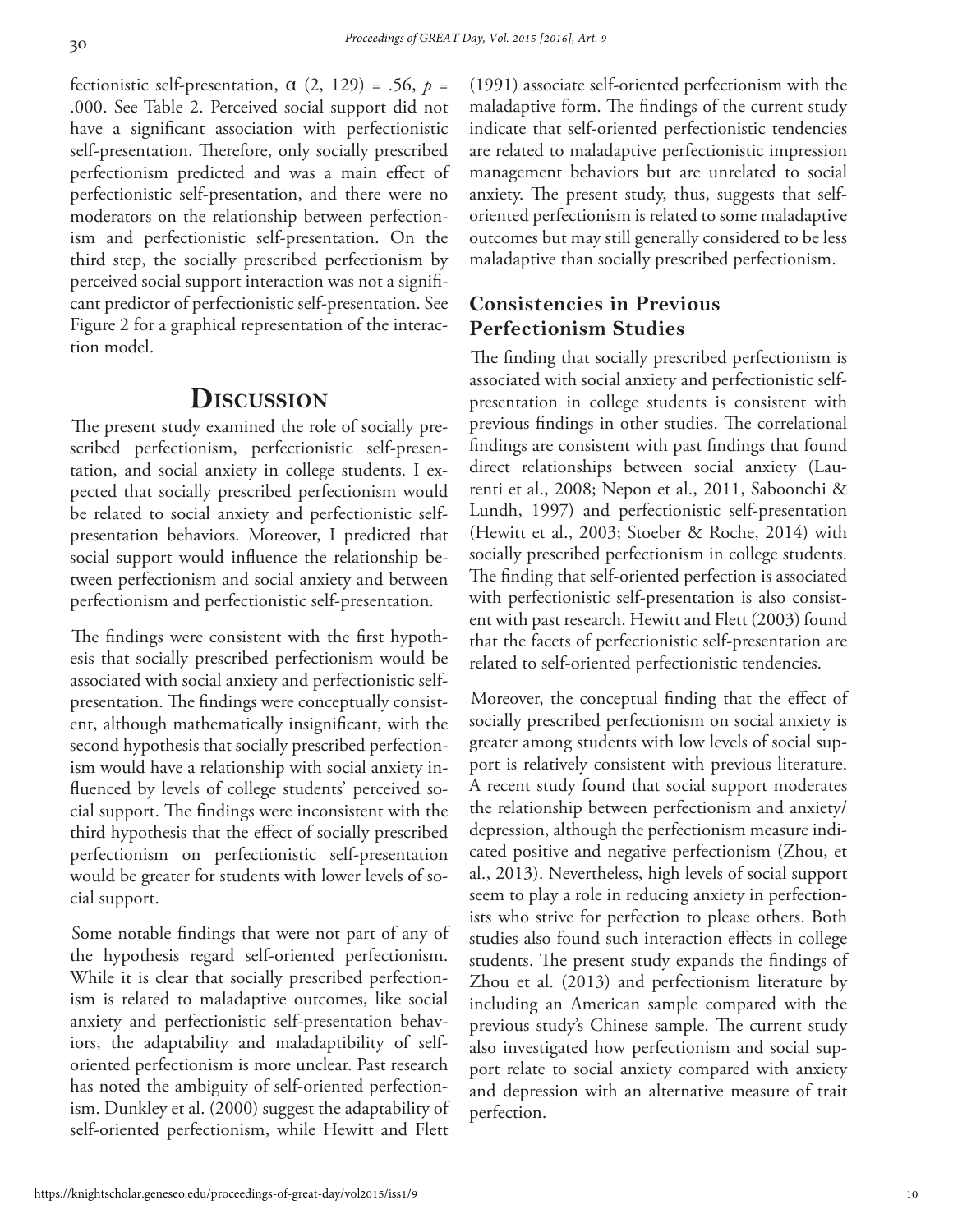fectionistic self-presentation, $\alpha$ (2, 129) = .56, $p$ = .000. See Table 2. Perceived social support did not have a significant association with perfectionistic self-presentation. Therefore, only socially prescribed perfectionism predicted and was a main effect of perfectionistic self-presentation, and there were no moderators on the relationship between perfectionism and perfectionistic self-presentation. On the third step, the socially prescribed perfectionism by perceived social support interaction was not a significant predictor of perfectionistic self-presentation. See Figure 2 for a graphical representation of the interaction model.

# Discussion

The present study examined the role of socially prescribed perfectionism, perfectionistic self-presentation, and social anxiety in college students. I expected that socially prescribed perfectionism would be related to social anxiety and perfectionistic self-presentation behaviors. Moreover, I predicted that social support would influence the relationship between perfectionism and social anxiety and between perfectionism and perfectionistic self-presentation.

The findings were consistent with the first hypothesis that socially prescribed perfectionism would be associated with social anxiety and perfectionistic self-presentation. The findings were conceptually consistent, although mathematically insignificant, with the second hypothesis that socially prescribed perfectionism would have a relationship with social anxiety influenced by levels of college students' perceived social support. The findings were inconsistent with the third hypothesis that the effect of socially prescribed perfectionism on perfectionistic self-presentation would be greater for students with lower levels of social support.

Some notable findings that were not part of any of the hypothesis regard self-oriented perfectionism. While it is clear that socially prescribed perfectionism is related to maladaptive outcomes, like social anxiety and perfectionistic self-presentation behaviors, the adaptability and maladaptibility of self-oriented perfectionism is more unclear. Past research has noted the ambiguity of self-oriented perfectionism. Dunkley et al. (2000) suggest the adaptability of self-oriented perfectionism, while Hewitt and Flett (1991) associate self-oriented perfectionism with the maladaptive form. The findings of the current study indicate that self-oriented perfectionistic tendencies are related to maladaptive perfectionistic impression management behaviors but are unrelated to social anxiety. The present study, thus, suggests that self-oriented perfectionism is related to some maladaptive outcomes but may still generally considered to be less maladaptive than socially prescribed perfectionism.

## Consistencies in Previous Perfectionism Studies

The finding that socially prescribed perfectionism is associated with social anxiety and perfectionistic self-presentation in college students is consistent with previous findings in other studies. The correlational findings are consistent with past findings that found direct relationships between social anxiety (Laurenti et al., 2008; Nepon et al., 2011, Saboonchi & Lundh, 1997) and perfectionistic self-presentation (Hewitt et al., 2003; Stoeber & Roche, 2014) with socially prescribed perfectionism in college students. The finding that self-oriented perfection is associated with perfectionistic self-presentation is also consistent with past research. Hewitt and Flett (2003) found that the facets of perfectionistic self-presentation are related to self-oriented perfectionistic tendencies.

Moreover, the conceptual finding that the effect of socially prescribed perfectionism on social anxiety is greater among students with low levels of social support is relatively consistent with previous literature. A recent study found that social support moderates the relationship between perfectionism and anxiety/depression, although the perfectionism measure indicated positive and negative perfectionism (Zhou, et al., 2013). Nevertheless, high levels of social support seem to play a role in reducing anxiety in perfectionists who strive for perfection to please others. Both studies also found such interaction effects in college students. The present study expands the findings of Zhou et al. (2013) and perfectionism literature by including an American sample compared with the previous study's Chinese sample. The current study also investigated how perfectionism and social support relate to social anxiety compared with anxiety and depression with an alternative measure of trait perfection.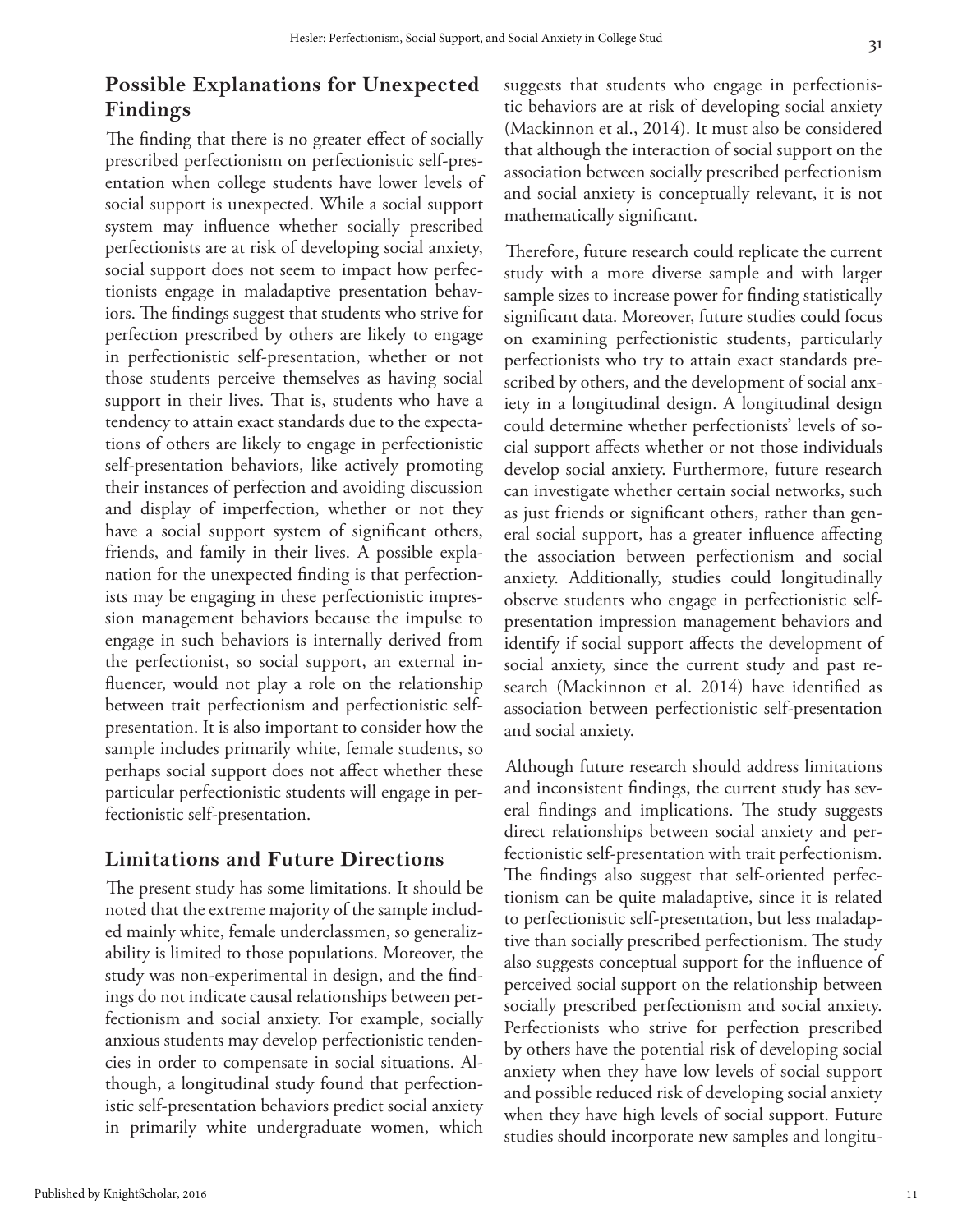## Possible Explanations for Unexpected Findings

The finding that there is no greater effect of socially prescribed perfectionism on perfectionistic self-presentation when college students have lower levels of social support is unexpected. While a social support system may influence whether socially prescribed perfectionists are at risk of developing social anxiety, social support does not seem to impact how perfectionists engage in maladaptive presentation behaviors. The findings suggest that students who strive for perfection prescribed by others are likely to engage in perfectionistic self-presentation, whether or not those students perceive themselves as having social support in their lives. That is, students who have a tendency to attain exact standards due to the expectations of others are likely to engage in perfectionistic self-presentation behaviors, like actively promoting their instances of perfection and avoiding discussion and display of imperfection, whether or not they have a social support system of significant others, friends, and family in their lives. A possible explanation for the unexpected finding is that perfectionists may be engaging in these perfectionistic impression management behaviors because the impulse to engage in such behaviors is internally derived from the perfectionist, so social support, an external influencer, would not play a role on the relationship between trait perfectionism and perfectionistic self-presentation. It is also important to consider how the sample includes primarily white, female students, so perhaps social support does not affect whether these particular perfectionistic students will engage in perfectionistic self-presentation.

## Limitations and Future Directions

The present study has some limitations. It should be noted that the extreme majority of the sample included mainly white, female underclassmen, so generalizability is limited to those populations. Moreover, the study was non-experimental in design, and the findings do not indicate causal relationships between perfectionism and social anxiety. For example, socially anxious students may develop perfectionistic tendencies in order to compensate in social situations. Although, a longitudinal study found that perfectionistic self-presentation behaviors predict social anxiety in primarily white undergraduate women, which suggests that students who engage in perfectionistic behaviors are at risk of developing social anxiety (Mackinnon et al., 2014). It must also be considered that although the interaction of social support on the association between socially prescribed perfectionism and social anxiety is conceptually relevant, it is not mathematically significant.

Therefore, future research could replicate the current study with a more diverse sample and with larger sample sizes to increase power for finding statistically significant data. Moreover, future studies could focus on examining perfectionistic students, particularly perfectionists who try to attain exact standards prescribed by others, and the development of social anxiety in a longitudinal design. A longitudinal design could determine whether perfectionists' levels of social support affects whether or not those individuals develop social anxiety. Furthermore, future research can investigate whether certain social networks, such as just friends or significant others, rather than general social support, has a greater influence affecting the association between perfectionism and social anxiety. Additionally, studies could longitudinally observe students who engage in perfectionistic self-presentation impression management behaviors and identify if social support affects the development of social anxiety, since the current study and past research (Mackinnon et al. 2014) have identified as association between perfectionistic self-presentation and social anxiety.

Although future research should address limitations and inconsistent findings, the current study has several findings and implications. The study suggests direct relationships between social anxiety and perfectionistic self-presentation with trait perfectionism. The findings also suggest that self-oriented perfectionism can be quite maladaptive, since it is related to perfectionistic self-presentation, but less maladaptive than socially prescribed perfectionism. The study also suggests conceptual support for the influence of perceived social support on the relationship between socially prescribed perfectionism and social anxiety. Perfectionists who strive for perfection prescribed by others have the potential risk of developing social anxiety when they have low levels of social support and possible reduced risk of developing social anxiety when they have high levels of social support. Future studies should incorporate new samples and longitu-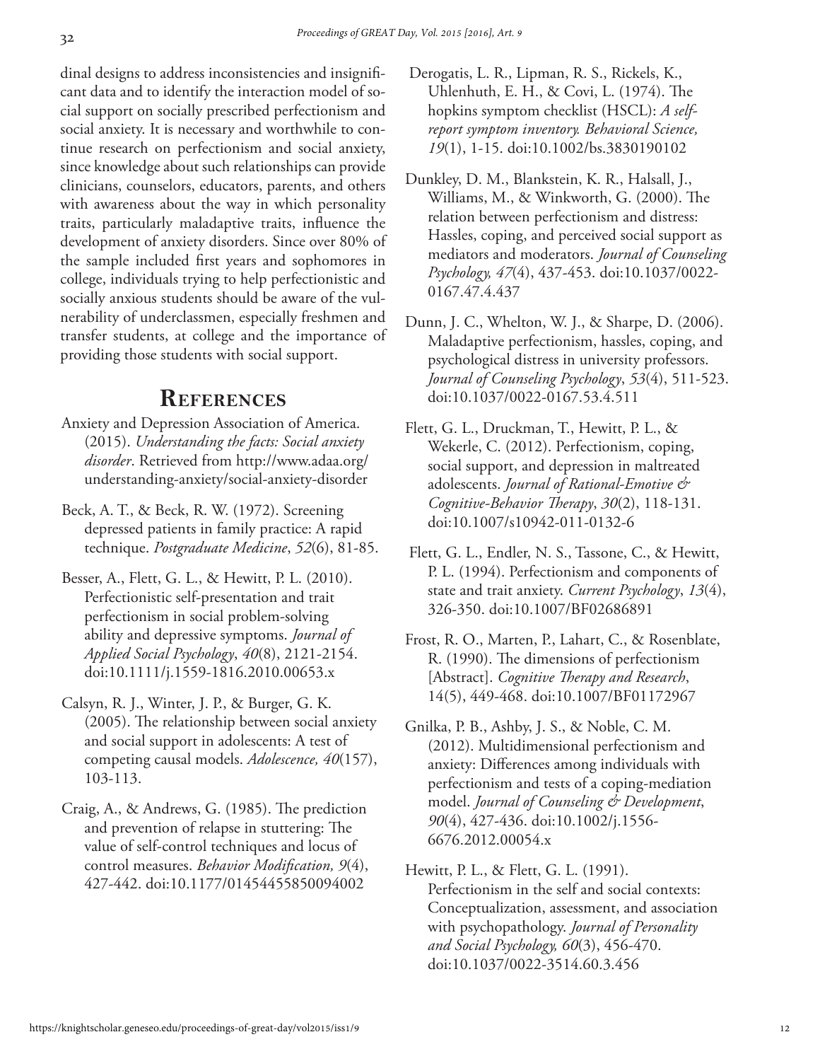dinal designs to address inconsistencies and insignificant data and to identify the interaction model of social support on socially prescribed perfectionism and social anxiety. It is necessary and worthwhile to continue research on perfectionism and social anxiety, since knowledge about such relationships can provide clinicians, counselors, educators, parents, and others with awareness about the way in which personality traits, particularly maladaptive traits, influence the development of anxiety disorders. Since over 80% of the sample included first years and sophomores in college, individuals trying to help perfectionistic and socially anxious students should be aware of the vulnerability of underclassmen, especially freshmen and transfer students, at college and the importance of providing those students with social support.

## References

Anxiety and Depression Association of America. (2015). *Understanding the facts: Social anxiety disorder*. Retrieved from http://www.adaa.org/understanding-anxiety/social-anxiety-disorder

Beck, A. T., & Beck, R. W. (1972). Screening depressed patients in family practice: A rapid technique. *Postgraduate Medicine*, *52*(6), 81-85.

Besser, A., Flett, G. L., & Hewitt, P. L. (2010). Perfectionistic self-presentation and trait perfectionism in social problem-solving ability and depressive symptoms. *Journal of Applied Social Psychology*, *40*(8), 2121-2154. doi:10.1111/j.1559-1816.2010.00653.x

Calsyn, R. J., Winter, J. P., & Burger, G. K. (2005). The relationship between social anxiety and social support in adolescents: A test of competing causal models. *Adolescence, 40*(157), 103-113.

Craig, A., & Andrews, G. (1985). The prediction and prevention of relapse in stuttering: The value of self-control techniques and locus of control measures. *Behavior Modification, 9*(4), 427-442. doi:10.1177/01454455850094002

Derogatis, L. R., Lipman, R. S., Rickels, K., Uhlenhuth, E. H., & Covi, L. (1974). The hopkins symptom checklist (HSCL): *A self-report symptom inventory. Behavioral Science, 19*(1), 1-15. doi:10.1002/bs.3830190102

Dunkley, D. M., Blankstein, K. R., Halsall, J., Williams, M., & Winkworth, G. (2000). The relation between perfectionism and distress: Hassles, coping, and perceived social support as mediators and moderators. *Journal of Counseling Psychology, 47*(4), 437-453. doi:10.1037/0022-0167.47.4.437

Dunn, J. C., Whelton, W. J., & Sharpe, D. (2006). Maladaptive perfectionism, hassles, coping, and psychological distress in university professors. *Journal of Counseling Psychology*, *53*(4), 511-523. doi:10.1037/0022-0167.53.4.511

Flett, G. L., Druckman, T., Hewitt, P. L., & Wekerle, C. (2012). Perfectionism, coping, social support, and depression in maltreated adolescents. *Journal of Rational-Emotive & Cognitive-Behavior Therapy*, *30*(2), 118-131. doi:10.1007/s10942-011-0132-6

Flett, G. L., Endler, N. S., Tassone, C., & Hewitt, P. L. (1994). Perfectionism and components of state and trait anxiety. *Current Psychology*, *13*(4), 326-350. doi:10.1007/BF02686891

Frost, R. O., Marten, P., Lahart, C., & Rosenblate, R. (1990). The dimensions of perfectionism [Abstract]. *Cognitive Therapy and Research*, 14(5), 449-468. doi:10.1007/BF01172967

Gnilka, P. B., Ashby, J. S., & Noble, C. M. (2012). Multidimensional perfectionism and anxiety: Differences among individuals with perfectionism and tests of a coping-mediation model. *Journal of Counseling & Development*, *90*(4), 427-436. doi:10.1002/j.1556-6676.2012.00054.x

Hewitt, P. L., & Flett, G. L. (1991). Perfectionism in the self and social contexts: Conceptualization, assessment, and association with psychopathology. *Journal of Personality and Social Psychology, 60*(3), 456-470. doi:10.1037/0022-3514.60.3.456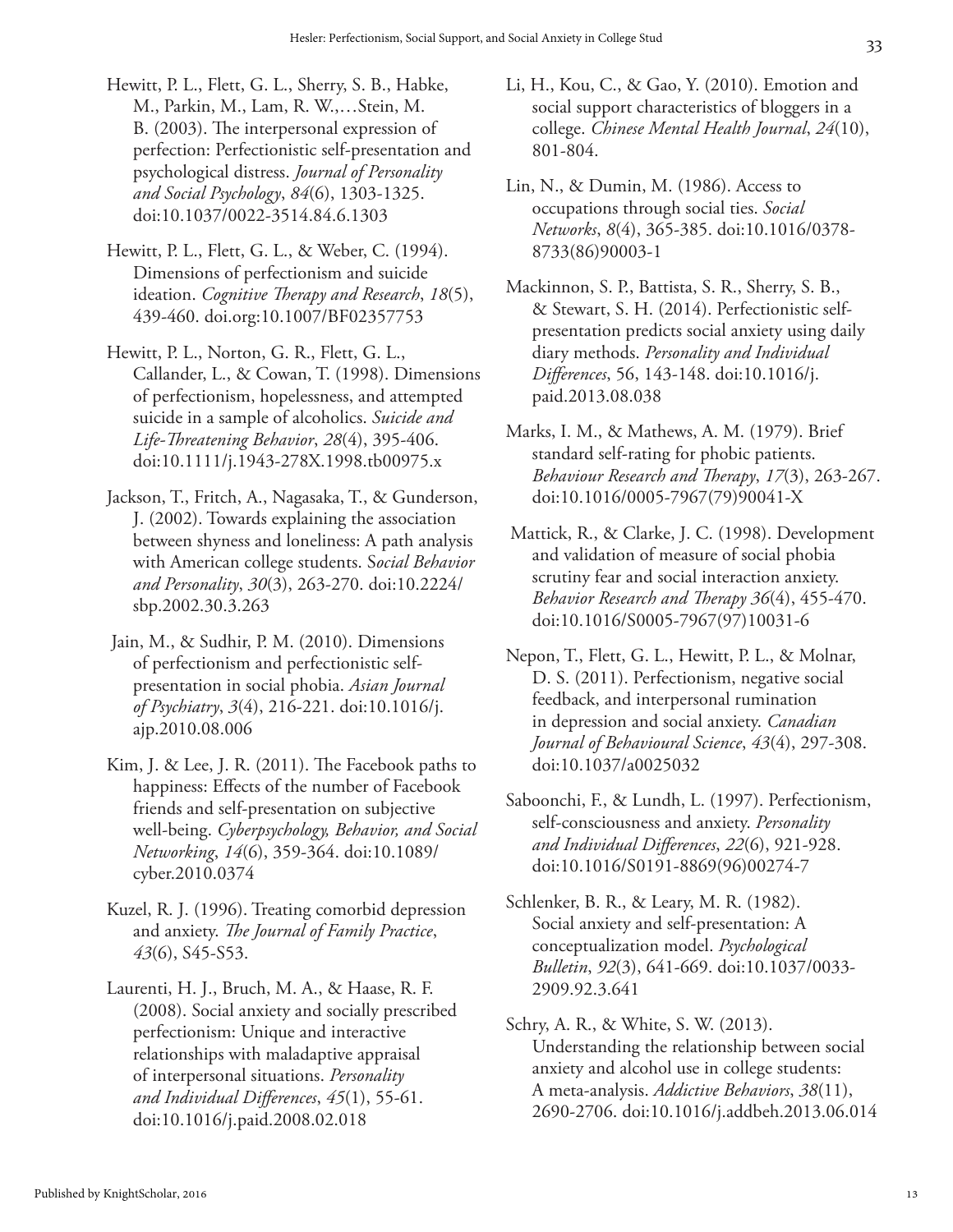Hewitt, P. L., Flett, G. L., Sherry, S. B., Habke, M., Parkin, M., Lam, R. W.,…Stein, M. B. (2003). The interpersonal expression of perfection: Perfectionistic self-presentation and psychological distress. *Journal of Personality and Social Psychology*, *84*(6), 1303-1325. doi:10.1037/0022-3514.84.6.1303

Hewitt, P. L., Flett, G. L., & Weber, C. (1994). Dimensions of perfectionism and suicide ideation. *Cognitive Therapy and Research*, *18*(5), 439-460. doi.org:10.1007/BF02357753

Hewitt, P. L., Norton, G. R., Flett, G. L., Callander, L., & Cowan, T. (1998). Dimensions of perfectionism, hopelessness, and attempted suicide in a sample of alcoholics. *Suicide and Life-Threatening Behavior*, *28*(4), 395-406. doi:10.1111/j.1943-278X.1998.tb00975.x

Jackson, T., Fritch, A., Nagasaka, T., & Gunderson, J. (2002). Towards explaining the association between shyness and loneliness: A path analysis with American college students. *Social Behavior and Personality*, *30*(3), 263-270. doi:10.2224/sbp.2002.30.3.263

Jain, M., & Sudhir, P. M. (2010). Dimensions of perfectionism and perfectionistic self-presentation in social phobia. *Asian Journal of Psychiatry*, *3*(4), 216-221. doi:10.1016/j.ajp.2010.08.006

Kim, J. & Lee, J. R. (2011). The Facebook paths to happiness: Effects of the number of Facebook friends and self-presentation on subjective well-being. *Cyberpsychology, Behavior, and Social Networking*, *14*(6), 359-364. doi:10.1089/cyber.2010.0374

Kuzel, R. J. (1996). Treating comorbid depression and anxiety. *The Journal of Family Practice*, *43*(6), S45-S53.

Laurenti, H. J., Bruch, M. A., & Haase, R. F. (2008). Social anxiety and socially prescribed perfectionism: Unique and interactive relationships with maladaptive appraisal of interpersonal situations. *Personality and Individual Differences*, *45*(1), 55-61. doi:10.1016/j.paid.2008.02.018

Li, H., Kou, C., & Gao, Y. (2010). Emotion and social support characteristics of bloggers in a college. *Chinese Mental Health Journal*, *24*(10), 801-804.

Lin, N., & Dumin, M. (1986). Access to occupations through social ties. *Social Networks*, *8*(4), 365-385. doi:10.1016/0378-8733(86)90003-1

Mackinnon, S. P., Battista, S. R., Sherry, S. B., & Stewart, S. H. (2014). Perfectionistic self-presentation predicts social anxiety using daily diary methods. *Personality and Individual Differences*, 56, 143-148. doi:10.1016/j.paid.2013.08.038

Marks, I. M., & Mathews, A. M. (1979). Brief standard self-rating for phobic patients. *Behaviour Research and Therapy*, *17*(3), 263-267. doi:10.1016/0005-7967(79)90041-X

Mattick, R., & Clarke, J. C. (1998). Development and validation of measure of social phobia scrutiny fear and social interaction anxiety. *Behavior Research and Therapy 36*(4), 455-470. doi:10.1016/S0005-7967(97)10031-6

Nepon, T., Flett, G. L., Hewitt, P. L., & Molnar, D. S. (2011). Perfectionism, negative social feedback, and interpersonal rumination in depression and social anxiety. *Canadian Journal of Behavioural Science*, *43*(4), 297-308. doi:10.1037/a0025032

Saboonchi, F., & Lundh, L. (1997). Perfectionism, self-consciousness and anxiety. *Personality and Individual Differences*, *22*(6), 921-928. doi:10.1016/S0191-8869(96)00274-7

Schlenker, B. R., & Leary, M. R. (1982). Social anxiety and self-presentation: A conceptualization model. *Psychological Bulletin*, *92*(3), 641-669. doi:10.1037/0033-2909.92.3.641

Schry, A. R., & White, S. W. (2013). Understanding the relationship between social anxiety and alcohol use in college students: A meta-analysis. *Addictive Behaviors*, *38*(11), 2690-2706. doi:10.1016/j.addbeh.2013.06.014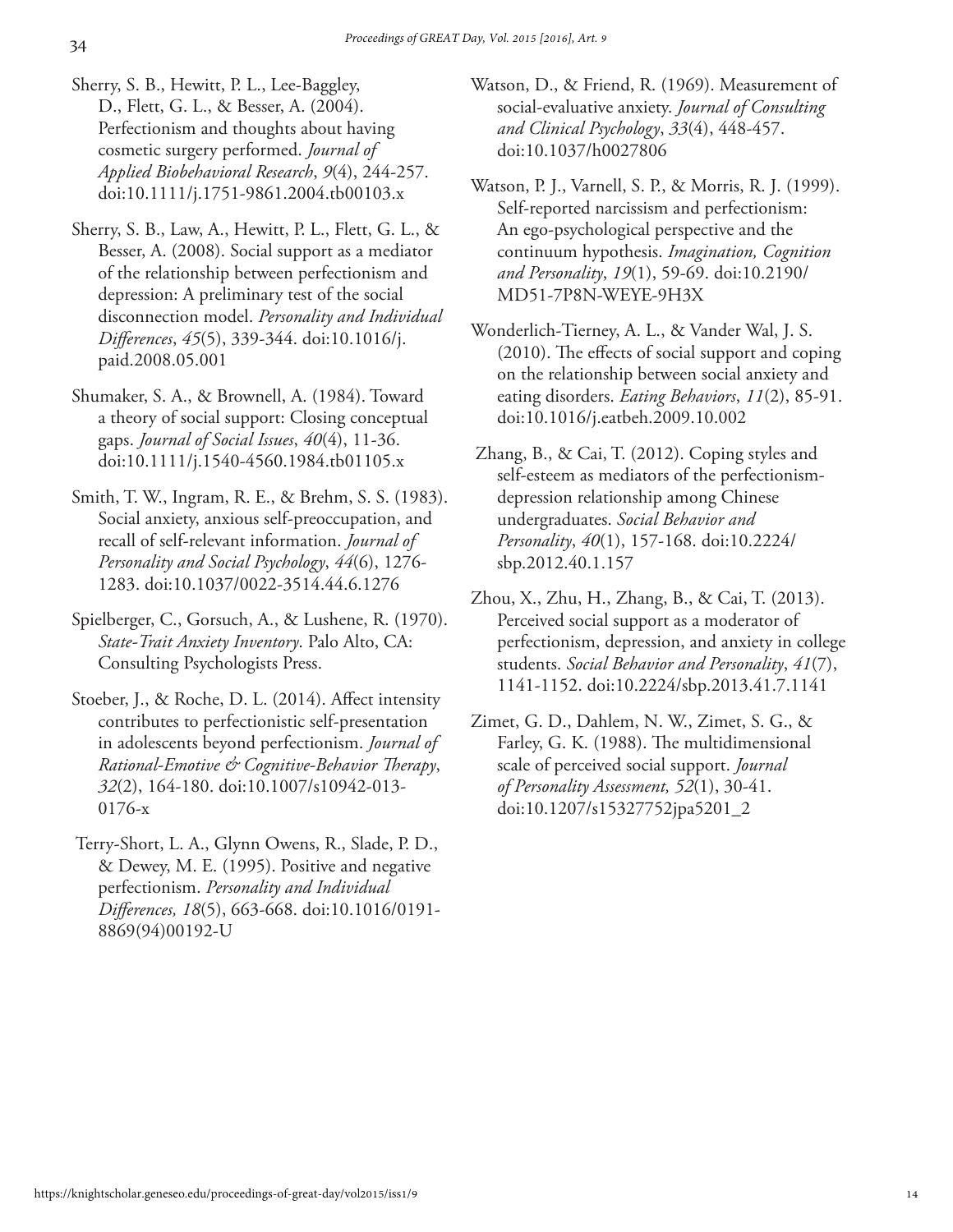Sherry, S. B., Hewitt, P. L., Lee-Baggley, D., Flett, G. L., & Besser, A. (2004). Perfectionism and thoughts about having cosmetic surgery performed. *Journal of Applied Biobehavioral Research*, *9*(4), 244-257. doi:10.1111/j.1751-9861.2004.tb00103.x

Sherry, S. B., Law, A., Hewitt, P. L., Flett, G. L., & Besser, A. (2008). Social support as a mediator of the relationship between perfectionism and depression: A preliminary test of the social disconnection model. *Personality and Individual Differences*, *45*(5), 339-344. doi:10.1016/j.paid.2008.05.001

Shumaker, S. A., & Brownell, A. (1984). Toward a theory of social support: Closing conceptual gaps. *Journal of Social Issues*, *40*(4), 11-36. doi:10.1111/j.1540-4560.1984.tb01105.x

Smith, T. W., Ingram, R. E., & Brehm, S. S. (1983). Social anxiety, anxious self-preoccupation, and recall of self-relevant information. *Journal of Personality and Social Psychology*, *44*(6), 1276-1283. doi:10.1037/0022-3514.44.6.1276

Spielberger, C., Gorsuch, A., & Lushene, R. (1970). *State-Trait Anxiety Inventory*. Palo Alto, CA: Consulting Psychologists Press.

Stoeber, J., & Roche, D. L. (2014). Affect intensity contributes to perfectionistic self-presentation in adolescents beyond perfectionism. *Journal of Rational-Emotive & Cognitive-Behavior Therapy*, *32*(2), 164-180. doi:10.1007/s10942-013-0176-x

Terry-Short, L. A., Glynn Owens, R., Slade, P. D., & Dewey, M. E. (1995). Positive and negative perfectionism. *Personality and Individual Differences, 18*(5), 663-668. doi:10.1016/0191-8869(94)00192-U

Watson, D., & Friend, R. (1969). Measurement of social-evaluative anxiety. *Journal of Consulting and Clinical Psychology*, *33*(4), 448-457. doi:10.1037/h0027806

Watson, P. J., Varnell, S. P., & Morris, R. J. (1999). Self-reported narcissism and perfectionism: An ego-psychological perspective and the continuum hypothesis. *Imagination, Cognition and Personality*, *19*(1), 59-69. doi:10.2190/MD51-7P8N-WEYE-9H3X

Wonderlich-Tierney, A. L., & Vander Wal, J. S. (2010). The effects of social support and coping on the relationship between social anxiety and eating disorders. *Eating Behaviors*, *11*(2), 85-91. doi:10.1016/j.eatbeh.2009.10.002

Zhang, B., & Cai, T. (2012). Coping styles and self-esteem as mediators of the perfectionism-depression relationship among Chinese undergraduates. *Social Behavior and Personality*, *40*(1), 157-168. doi:10.2224/sbp.2012.40.1.157

Zhou, X., Zhu, H., Zhang, B., & Cai, T. (2013). Perceived social support as a moderator of perfectionism, depression, and anxiety in college students. *Social Behavior and Personality*, *41*(7), 1141-1152. doi:10.2224/sbp.2013.41.7.1141

Zimet, G. D., Dahlem, N. W., Zimet, S. G., & Farley, G. K. (1988). The multidimensional scale of perceived social support. *Journal of Personality Assessment, 52*(1), 30-41. doi:10.1207/s15327752jpa5201_2